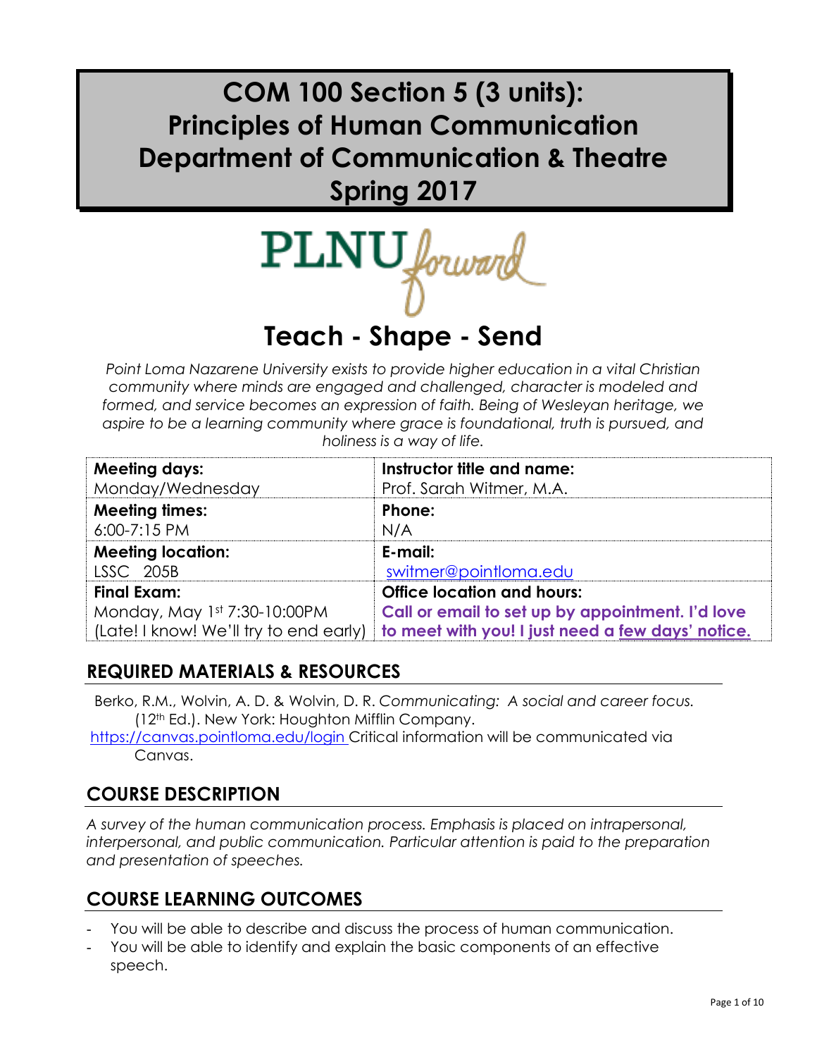# COM 100 Section 5 (3 units): Principles of Human Communication Department of Communication & Theatre Spring 2017

PLNU forward

## Teach - Shape - Send

*Point Loma Nazarene University exists to provide higher education in a vital Christian community where minds are engaged and challenged, character is modeled and formed, and service becomes an expression of faith. Being of Wesleyan heritage, we aspire to be a learning community where grace is foundational, truth is pursued, and holiness is a way of life.*

| **Meeting days:**<br>Monday/Wednesday | **Instructor title and name:**<br>Prof. Sarah Witmer, M.A. |
|---|---|
| **Meeting times:**<br>6:00-7:15 PM | **Phone:**<br>N/A |
| **Meeting location:**<br>LSSC 205B | **E-mail:**<br>switmer@pointloma.edu |
| **Final Exam:**<br>Monday, May 1st 7:30-10:00PM<br>(Late! I know! We'll try to end early) | **Office location and hours:**<br>**Call or email to set up by appointment. I'd love to meet with you! I just need a few days' notice.** |

## REQUIRED MATERIALS & RESOURCES

Berko, R.M., Wolvin, A. D. & Wolvin, D. R. *Communicating: A social and career focus.* (12th Ed.). New York: Houghton Mifflin Company.

https://canvas.pointloma.edu/login Critical information will be communicated via Canvas.

## COURSE DESCRIPTION

*A survey of the human communication process. Emphasis is placed on intrapersonal, interpersonal, and public communication. Particular attention is paid to the preparation and presentation of speeches.*

## COURSE LEARNING OUTCOMES

- You will be able to describe and discuss the process of human communication.
- You will be able to identify and explain the basic components of an effective speech.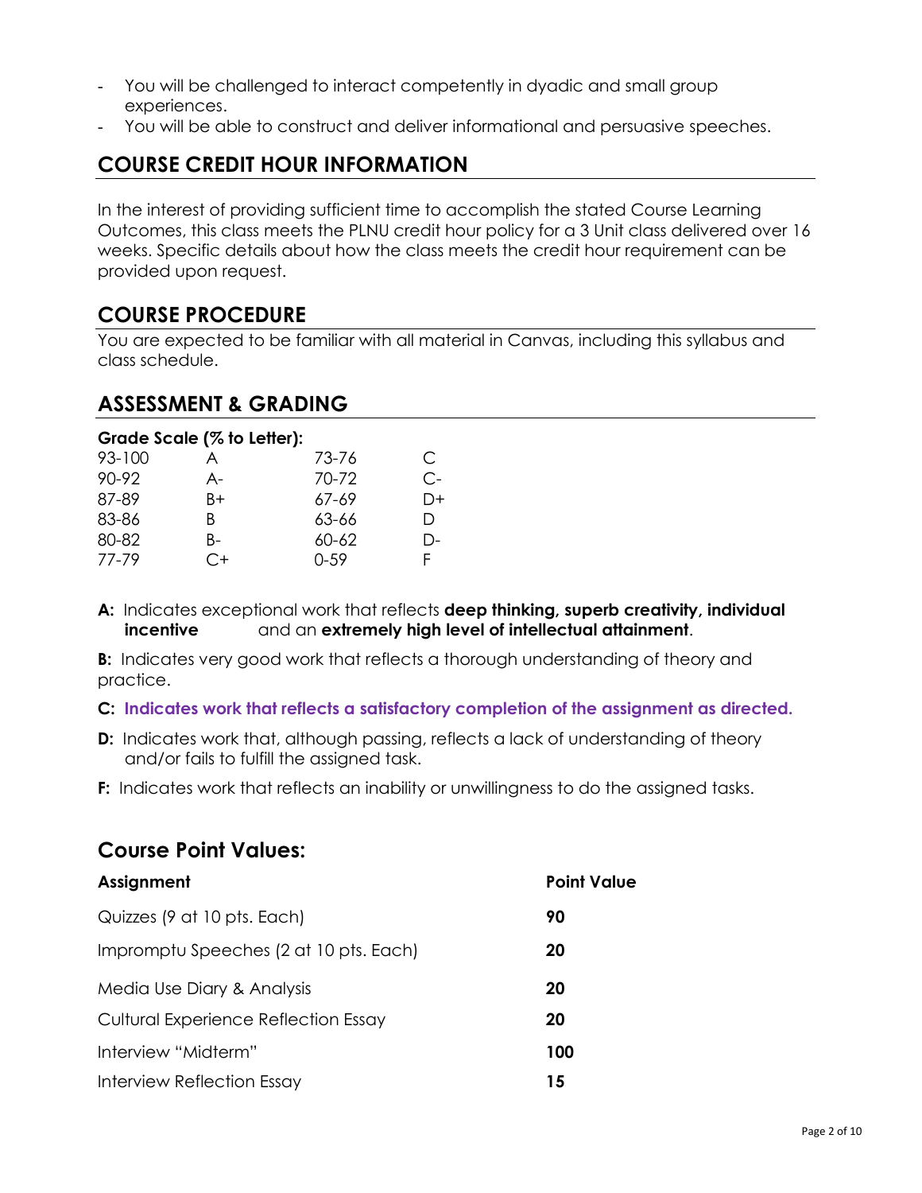- You will be challenged to interact competently in dyadic and small group experiences.
- You will be able to construct and deliver informational and persuasive speeches.

## COURSE CREDIT HOUR INFORMATION

In the interest of providing sufficient time to accomplish the stated Course Learning Outcomes, this class meets the PLNU credit hour policy for a 3 Unit class delivered over 16 weeks. Specific details about how the class meets the credit hour requirement can be provided upon request.

## COURSE PROCEDURE

You are expected to be familiar with all material in Canvas, including this syllabus and class schedule.

## ASSESSMENT & GRADING

**Grade Scale (% to Letter):**

| | | | |
|---|---|---|---|
| 93-100 | A | 73-76 | C |
| 90-92 | A- | 70-72 | C- |
| 87-89 | B+ | 67-69 | D+ |
| 83-86 | B | 63-66 | D |
| 80-82 | B- | 60-62 | D- |
| 77-79 | C+ | 0-59 | F |

**A:** Indicates exceptional work that reflects **deep thinking, superb creativity, individual incentive** and an **extremely high level of intellectual attainment**.

**B:** Indicates very good work that reflects a thorough understanding of theory and practice.

**C: Indicates work that reflects a satisfactory completion of the assignment as directed.**

**D:** Indicates work that, although passing, reflects a lack of understanding of theory and/or fails to fulfill the assigned task.

**F:** Indicates work that reflects an inability or unwillingness to do the assigned tasks.

## Course Point Values:

| Assignment | Point Value |
|---|---|
| Quizzes (9 at 10 pts. Each) | **90** |
| Impromptu Speeches (2 at 10 pts. Each) | **20** |
| Media Use Diary & Analysis | **20** |
| Cultural Experience Reflection Essay | **20** |
| Interview "Midterm" | **100** |
| Interview Reflection Essay | **15** |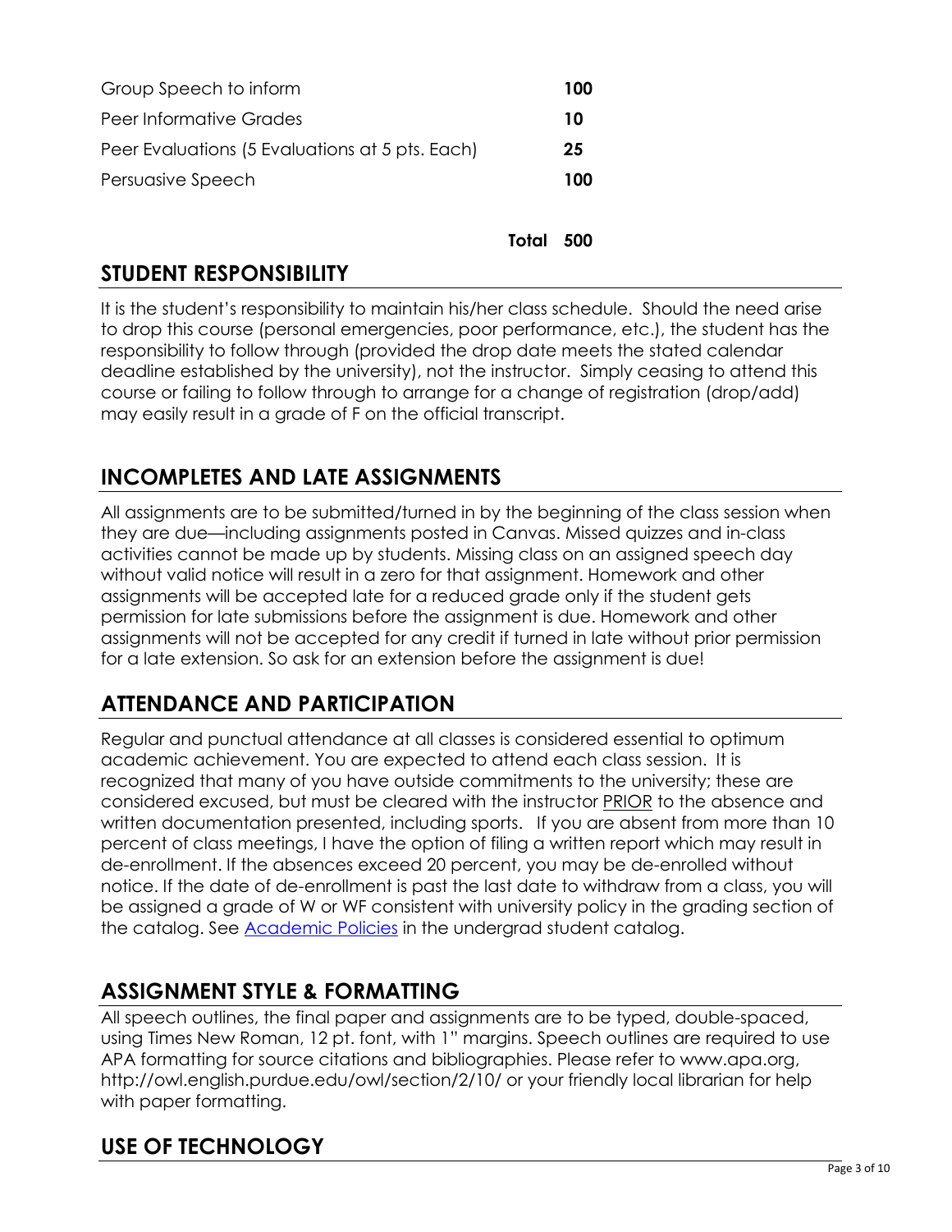| | |
|---|---|
| Group Speech to inform | **100** |
| Peer Informative Grades | **10** |
| Peer Evaluations (5 Evaluations at 5 pts. Each) | **25** |
| Persuasive Speech | **100** |
| **Total** | **500** |

## STUDENT RESPONSIBILITY

It is the student's responsibility to maintain his/her class schedule. Should the need arise to drop this course (personal emergencies, poor performance, etc.), the student has the responsibility to follow through (provided the drop date meets the stated calendar deadline established by the university), not the instructor. Simply ceasing to attend this course or failing to follow through to arrange for a change of registration (drop/add) may easily result in a grade of F on the official transcript.

## INCOMPLETES AND LATE ASSIGNMENTS

All assignments are to be submitted/turned in by the beginning of the class session when they are due—including assignments posted in Canvas. Missed quizzes and in-class activities cannot be made up by students. Missing class on an assigned speech day without valid notice will result in a zero for that assignment. Homework and other assignments will be accepted late for a reduced grade only if the student gets permission for late submissions before the assignment is due. Homework and other assignments will not be accepted for any credit if turned in late without prior permission for a late extension. So ask for an extension before the assignment is due!

## ATTENDANCE AND PARTICIPATION

Regular and punctual attendance at all classes is considered essential to optimum academic achievement. You are expected to attend each class session. It is recognized that many of you have outside commitments to the university; these are considered excused, but must be cleared with the instructor PRIOR to the absence and written documentation presented, including sports. If you are absent from more than 10 percent of class meetings, I have the option of filing a written report which may result in de-enrollment. If the absences exceed 20 percent, you may be de-enrolled without notice. If the date of de-enrollment is past the last date to withdraw from a class, you will be assigned a grade of W or WF consistent with university policy in the grading section of the catalog. See Academic Policies in the undergrad student catalog.

## ASSIGNMENT STYLE & FORMATTING

All speech outlines, the final paper and assignments are to be typed, double-spaced, using Times New Roman, 12 pt. font, with 1" margins. Speech outlines are required to use APA formatting for source citations and bibliographies. Please refer to www.apa.org, http://owl.english.purdue.edu/owl/section/2/10/ or your friendly local librarian for help with paper formatting.

## USE OF TECHNOLOGY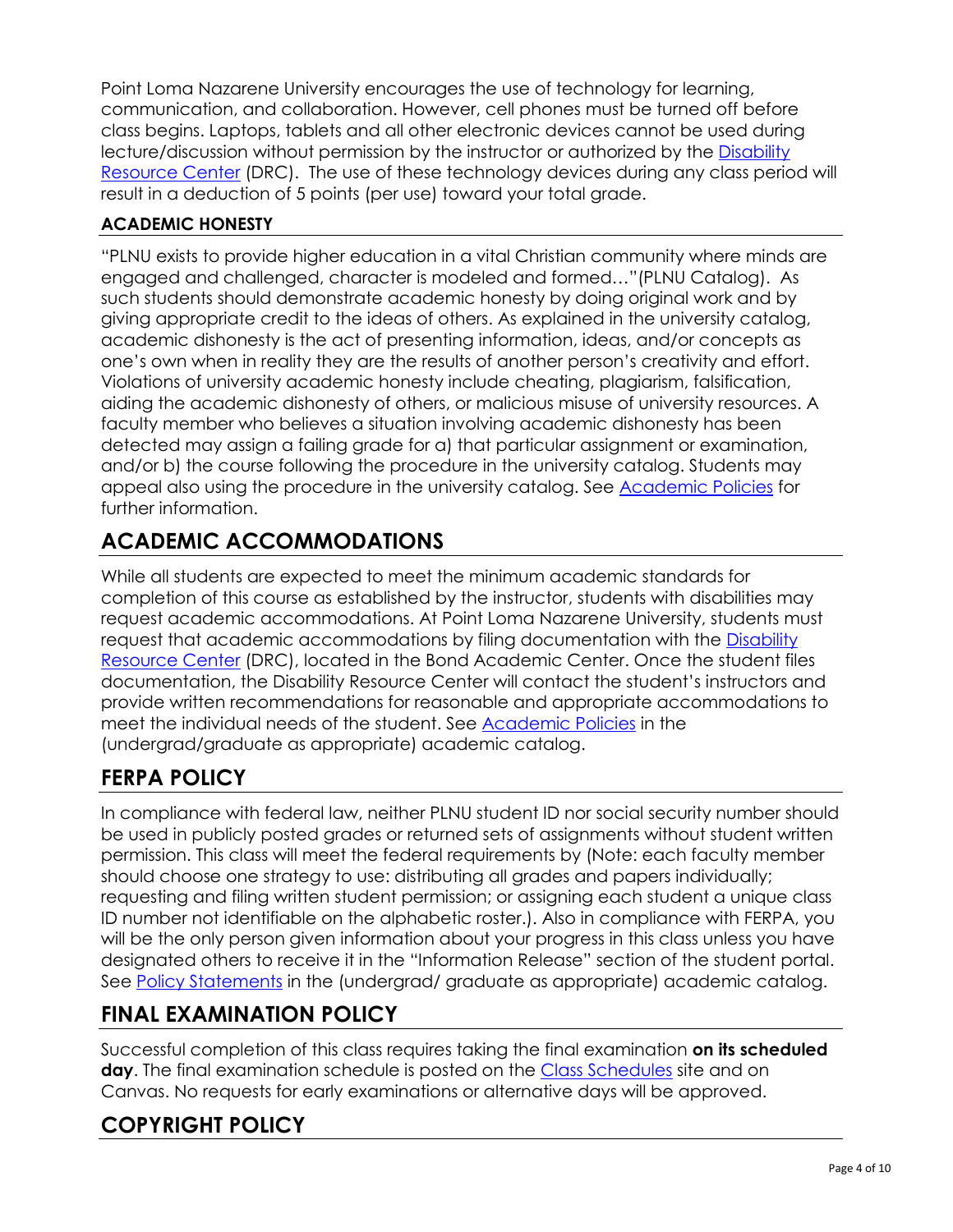Point Loma Nazarene University encourages the use of technology for learning, communication, and collaboration. However, cell phones must be turned off before class begins. Laptops, tablets and all other electronic devices cannot be used during lecture/discussion without permission by the instructor or authorized by the Disability Resource Center (DRC). The use of these technology devices during any class period will result in a deduction of 5 points (per use) toward your total grade.

### ACADEMIC HONESTY

"PLNU exists to provide higher education in a vital Christian community where minds are engaged and challenged, character is modeled and formed…"(PLNU Catalog). As such students should demonstrate academic honesty by doing original work and by giving appropriate credit to the ideas of others. As explained in the university catalog, academic dishonesty is the act of presenting information, ideas, and/or concepts as one's own when in reality they are the results of another person's creativity and effort. Violations of university academic honesty include cheating, plagiarism, falsification, aiding the academic dishonesty of others, or malicious misuse of university resources. A faculty member who believes a situation involving academic dishonesty has been detected may assign a failing grade for a) that particular assignment or examination, and/or b) the course following the procedure in the university catalog. Students may appeal also using the procedure in the university catalog. See Academic Policies for further information.

## ACADEMIC ACCOMMODATIONS

While all students are expected to meet the minimum academic standards for completion of this course as established by the instructor, students with disabilities may request academic accommodations. At Point Loma Nazarene University, students must request that academic accommodations by filing documentation with the Disability Resource Center (DRC), located in the Bond Academic Center. Once the student files documentation, the Disability Resource Center will contact the student's instructors and provide written recommendations for reasonable and appropriate accommodations to meet the individual needs of the student. See Academic Policies in the (undergrad/graduate as appropriate) academic catalog.

## FERPA POLICY

In compliance with federal law, neither PLNU student ID nor social security number should be used in publicly posted grades or returned sets of assignments without student written permission. This class will meet the federal requirements by (Note: each faculty member should choose one strategy to use: distributing all grades and papers individually; requesting and filing written student permission; or assigning each student a unique class ID number not identifiable on the alphabetic roster.). Also in compliance with FERPA, you will be the only person given information about your progress in this class unless you have designated others to receive it in the "Information Release" section of the student portal. See Policy Statements in the (undergrad/ graduate as appropriate) academic catalog.

## FINAL EXAMINATION POLICY

Successful completion of this class requires taking the final examination **on its scheduled day**. The final examination schedule is posted on the Class Schedules site and on Canvas. No requests for early examinations or alternative days will be approved.

## COPYRIGHT POLICY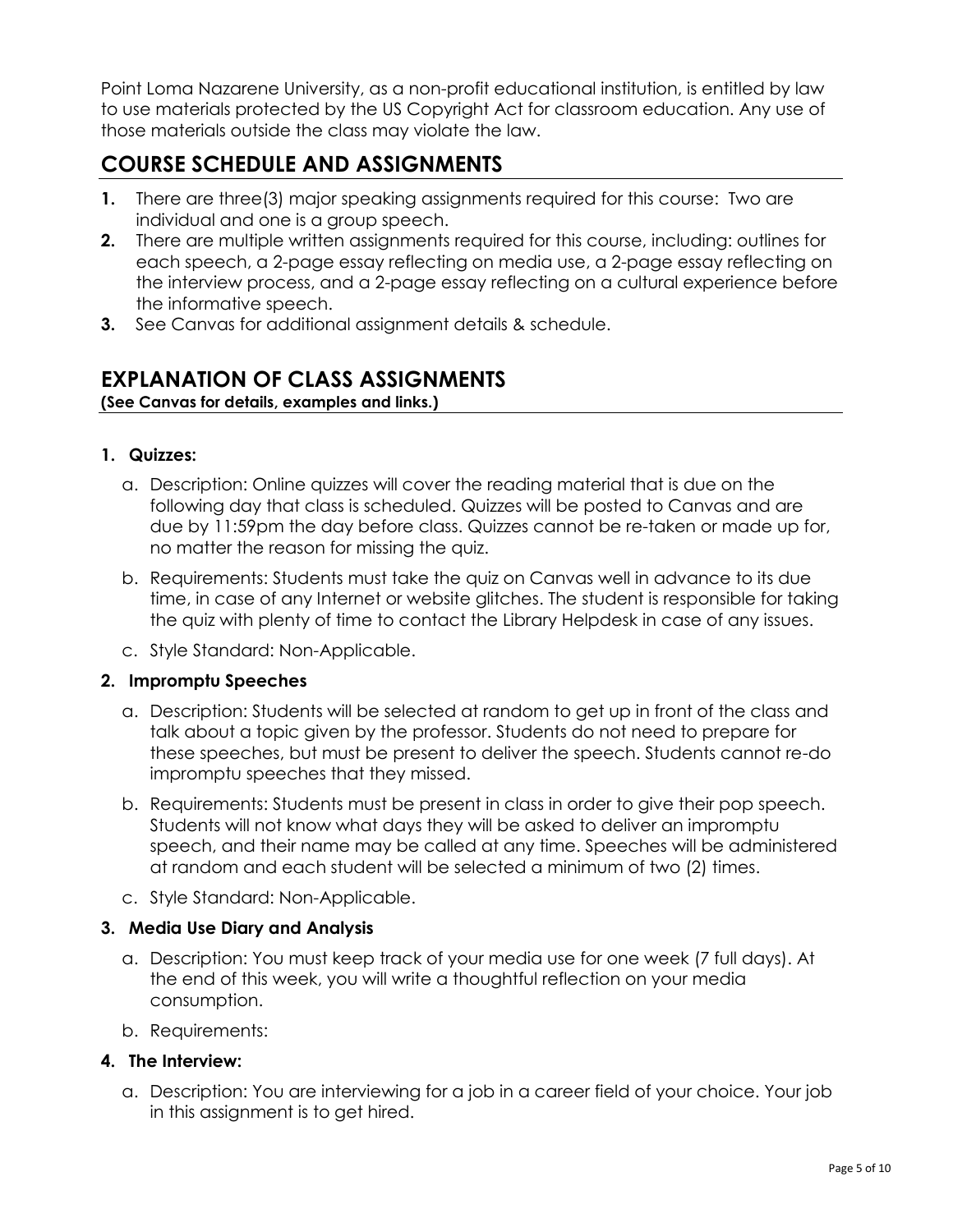Point Loma Nazarene University, as a non-profit educational institution, is entitled by law to use materials protected by the US Copyright Act for classroom education. Any use of those materials outside the class may violate the law.

## COURSE SCHEDULE AND ASSIGNMENTS

1. There are three(3) major speaking assignments required for this course: Two are individual and one is a group speech.
2. There are multiple written assignments required for this course, including: outlines for each speech, a 2-page essay reflecting on media use, a 2-page essay reflecting on the interview process, and a 2-page essay reflecting on a cultural experience before the informative speech.
3. See Canvas for additional assignment details & schedule.

## EXPLANATION OF CLASS ASSIGNMENTS

**(See Canvas for details, examples and links.)**

1. **Quizzes:**
   a. Description: Online quizzes will cover the reading material that is due on the following day that class is scheduled. Quizzes will be posted to Canvas and are due by 11:59pm the day before class. Quizzes cannot be re-taken or made up for, no matter the reason for missing the quiz.
   
   b. Requirements: Students must take the quiz on Canvas well in advance to its due time, in case of any Internet or website glitches. The student is responsible for taking the quiz with plenty of time to contact the Library Helpdesk in case of any issues.
   
   c. Style Standard: Non-Applicable.

2. **Impromptu Speeches**
   a. Description: Students will be selected at random to get up in front of the class and talk about a topic given by the professor. Students do not need to prepare for these speeches, but must be present to deliver the speech. Students cannot re-do impromptu speeches that they missed.
   
   b. Requirements: Students must be present in class in order to give their pop speech. Students will not know what days they will be asked to deliver an impromptu speech, and their name may be called at any time. Speeches will be administered at random and each student will be selected a minimum of two (2) times.
   
   c. Style Standard: Non-Applicable.

3. **Media Use Diary and Analysis**
   a. Description: You must keep track of your media use for one week (7 full days). At the end of this week, you will write a thoughtful reflection on your media consumption.
   
   b. Requirements:

4. **The Interview:**
   a. Description: You are interviewing for a job in a career field of your choice. Your job in this assignment is to get hired.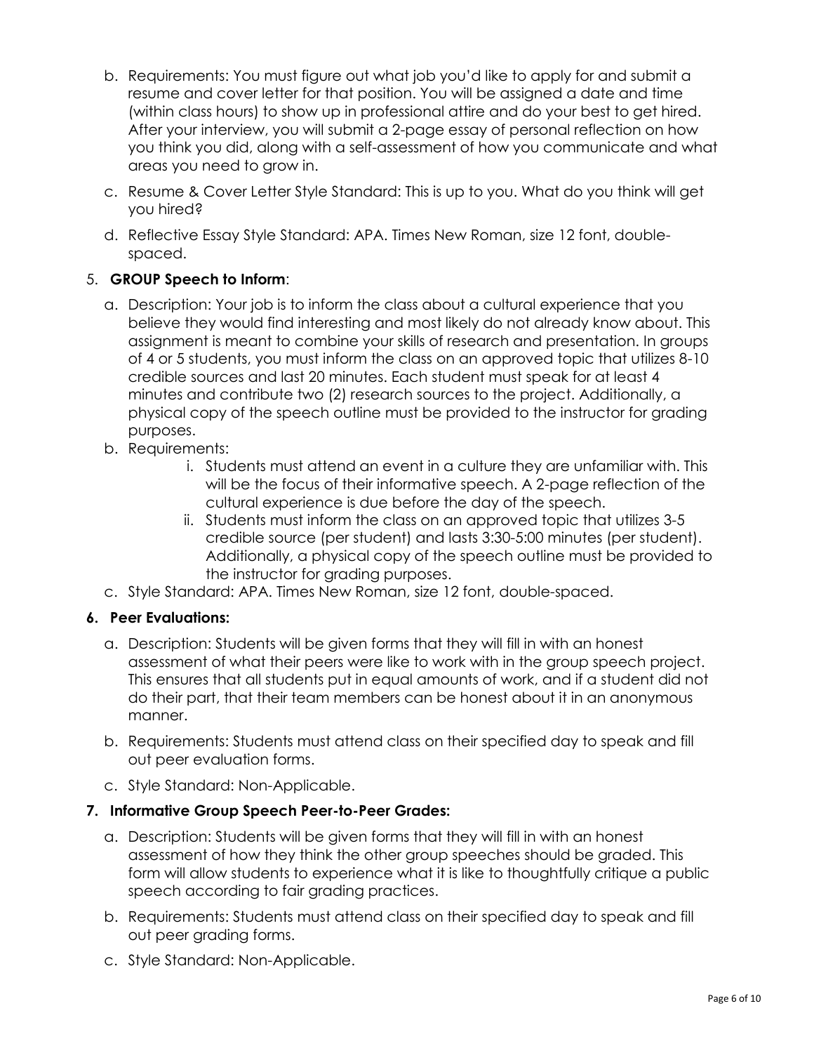b. Requirements: You must figure out what job you'd like to apply for and submit a resume and cover letter for that position. You will be assigned a date and time (within class hours) to show up in professional attire and do your best to get hired. After your interview, you will submit a 2-page essay of personal reflection on how you think you did, along with a self-assessment of how you communicate and what areas you need to grow in.

c. Resume & Cover Letter Style Standard: This is up to you. What do you think will get you hired?

d. Reflective Essay Style Standard: APA. Times New Roman, size 12 font, double-spaced.

5. **GROUP Speech to Inform**:

   a. Description: Your job is to inform the class about a cultural experience that you believe they would find interesting and most likely do not already know about. This assignment is meant to combine your skills of research and presentation. In groups of 4 or 5 students, you must inform the class on an approved topic that utilizes 8-10 credible sources and last 20 minutes. Each student must speak for at least 4 minutes and contribute two (2) research sources to the project. Additionally, a physical copy of the speech outline must be provided to the instructor for grading purposes.

   b. Requirements:

      i. Students must attend an event in a culture they are unfamiliar with. This will be the focus of their informative speech. A 2-page reflection of the cultural experience is due before the day of the speech.

      ii. Students must inform the class on an approved topic that utilizes 3-5 credible source (per student) and lasts 3:30-5:00 minutes (per student). Additionally, a physical copy of the speech outline must be provided to the instructor for grading purposes.

   c. Style Standard: APA. Times New Roman, size 12 font, double-spaced.

6. **Peer Evaluations:**

   a. Description: Students will be given forms that they will fill in with an honest assessment of what their peers were like to work with in the group speech project. This ensures that all students put in equal amounts of work, and if a student did not do their part, that their team members can be honest about it in an anonymous manner.

   b. Requirements: Students must attend class on their specified day to speak and fill out peer evaluation forms.

   c. Style Standard: Non-Applicable.

7. **Informative Group Speech Peer-to-Peer Grades:**

   a. Description: Students will be given forms that they will fill in with an honest assessment of how they think the other group speeches should be graded. This form will allow students to experience what it is like to thoughtfully critique a public speech according to fair grading practices.

   b. Requirements: Students must attend class on their specified day to speak and fill out peer grading forms.

   c. Style Standard: Non-Applicable.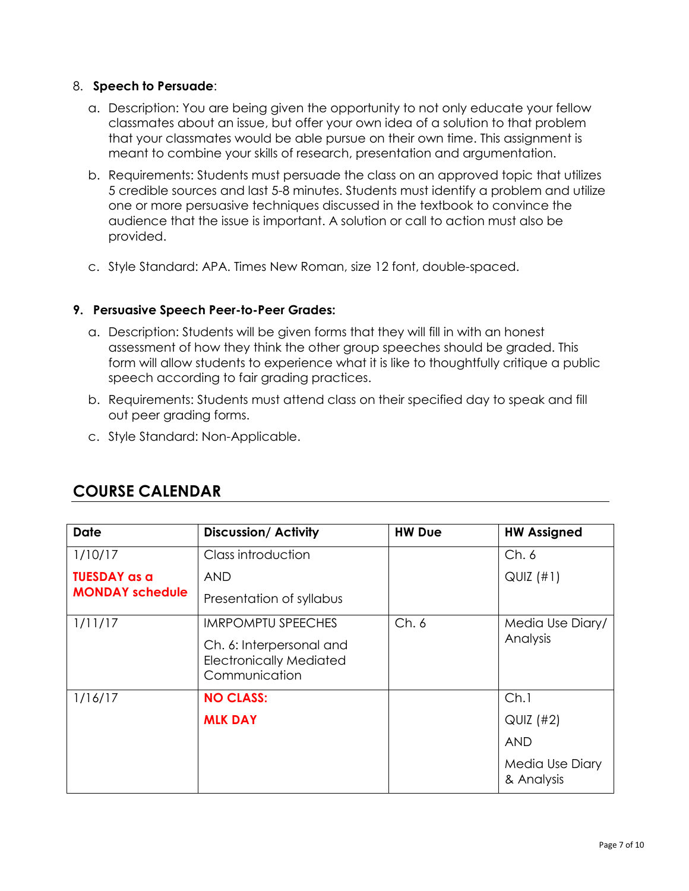8. **Speech to Persuade**:

    a. Description: You are being given the opportunity to not only educate your fellow classmates about an issue, but offer your own idea of a solution to that problem that your classmates would be able pursue on their own time. This assignment is meant to combine your skills of research, presentation and argumentation.

    b. Requirements: Students must persuade the class on an approved topic that utilizes 5 credible sources and last 5-8 minutes. Students must identify a problem and utilize one or more persuasive techniques discussed in the textbook to convince the audience that the issue is important. A solution or call to action must also be provided.

    c. Style Standard: APA. Times New Roman, size 12 font, double-spaced.

**9. Persuasive Speech Peer-to-Peer Grades:**

    a. Description: Students will be given forms that they will fill in with an honest assessment of how they think the other group speeches should be graded. This form will allow students to experience what it is like to thoughtfully critique a public speech according to fair grading practices.

    b. Requirements: Students must attend class on their specified day to speak and fill out peer grading forms.

    c. Style Standard: Non-Applicable.

## COURSE CALENDAR

| Date | Discussion/ Activity | HW Due | HW Assigned |
|---|---|---|---|
| 1/10/17 **TUESDAY as a MONDAY schedule** | Class introduction AND Presentation of syllabus | | Ch. 6 QUIZ (#1) |
| 1/11/17 | IMRPOMPTU SPEECHES Ch. 6: Interpersonal and Electronically Mediated Communication | Ch. 6 | Media Use Diary/ Analysis |
| 1/16/17 | **NO CLASS: MLK DAY** | | Ch.1 QUIZ (#2) AND Media Use Diary & Analysis |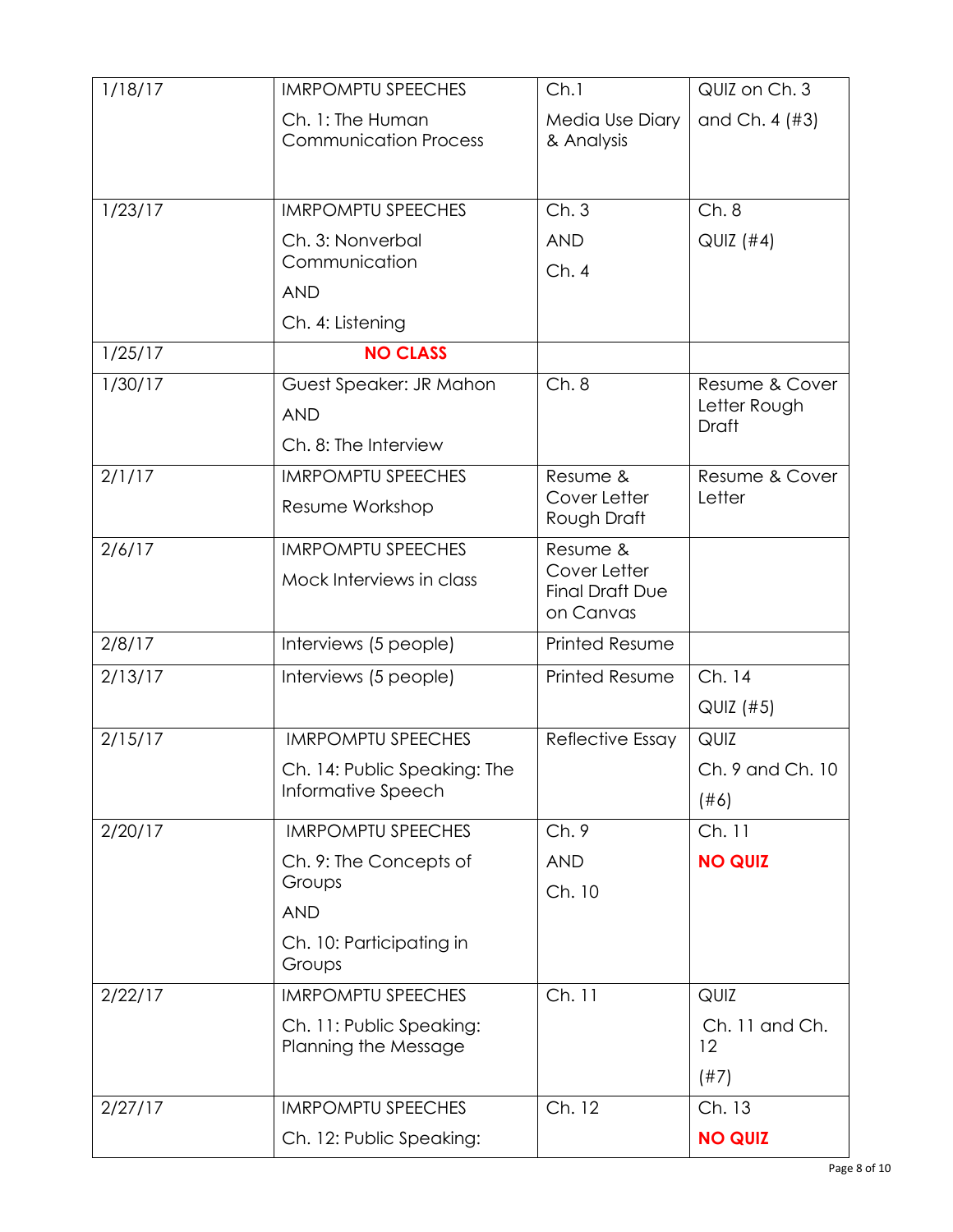| 1/18/17 | IMRPOMPTU SPEECHES<br>Ch. 1: The Human Communication Process | Ch.1<br>Media Use Diary & Analysis | QUIZ on Ch. 3 and Ch. 4 (#3) |
|---|---|---|---|
| 1/23/17 | IMRPOMPTU SPEECHES<br>Ch. 3: Nonverbal Communication<br>AND<br>Ch. 4: Listening | Ch. 3<br>AND<br>Ch. 4 | Ch. 8<br>QUIZ (#4) |
| 1/25/17 | **NO CLASS** | | |
| 1/30/17 | Guest Speaker: JR Mahon<br>AND<br>Ch. 8: The Interview | Ch. 8 | Resume & Cover Letter Rough Draft |
| 2/1/17 | IMRPOMPTU SPEECHES<br>Resume Workshop | Resume & Cover Letter Rough Draft | Resume & Cover Letter |
| 2/6/17 | IMRPOMPTU SPEECHES<br>Mock Interviews in class | Resume & Cover Letter Final Draft Due on Canvas | |
| 2/8/17 | Interviews (5 people) | Printed Resume | |
| 2/13/17 | Interviews (5 people) | Printed Resume | Ch. 14<br>QUIZ (#5) |
| 2/15/17 | IMRPOMPTU SPEECHES<br>Ch. 14: Public Speaking: The Informative Speech | Reflective Essay | QUIZ<br>Ch. 9 and Ch. 10<br>(#6) |
| 2/20/17 | IMRPOMPTU SPEECHES<br>Ch. 9: The Concepts of Groups<br>AND<br>Ch. 10: Participating in Groups | Ch. 9<br>AND<br>Ch. 10 | Ch. 11<br>**NO QUIZ** |
| 2/22/17 | IMRPOMPTU SPEECHES<br>Ch. 11: Public Speaking: Planning the Message | Ch. 11 | QUIZ<br>Ch. 11 and Ch. 12<br>(#7) |
| 2/27/17 | IMRPOMPTU SPEECHES<br>Ch. 12: Public Speaking: | Ch. 12 | Ch. 13<br>**NO QUIZ** |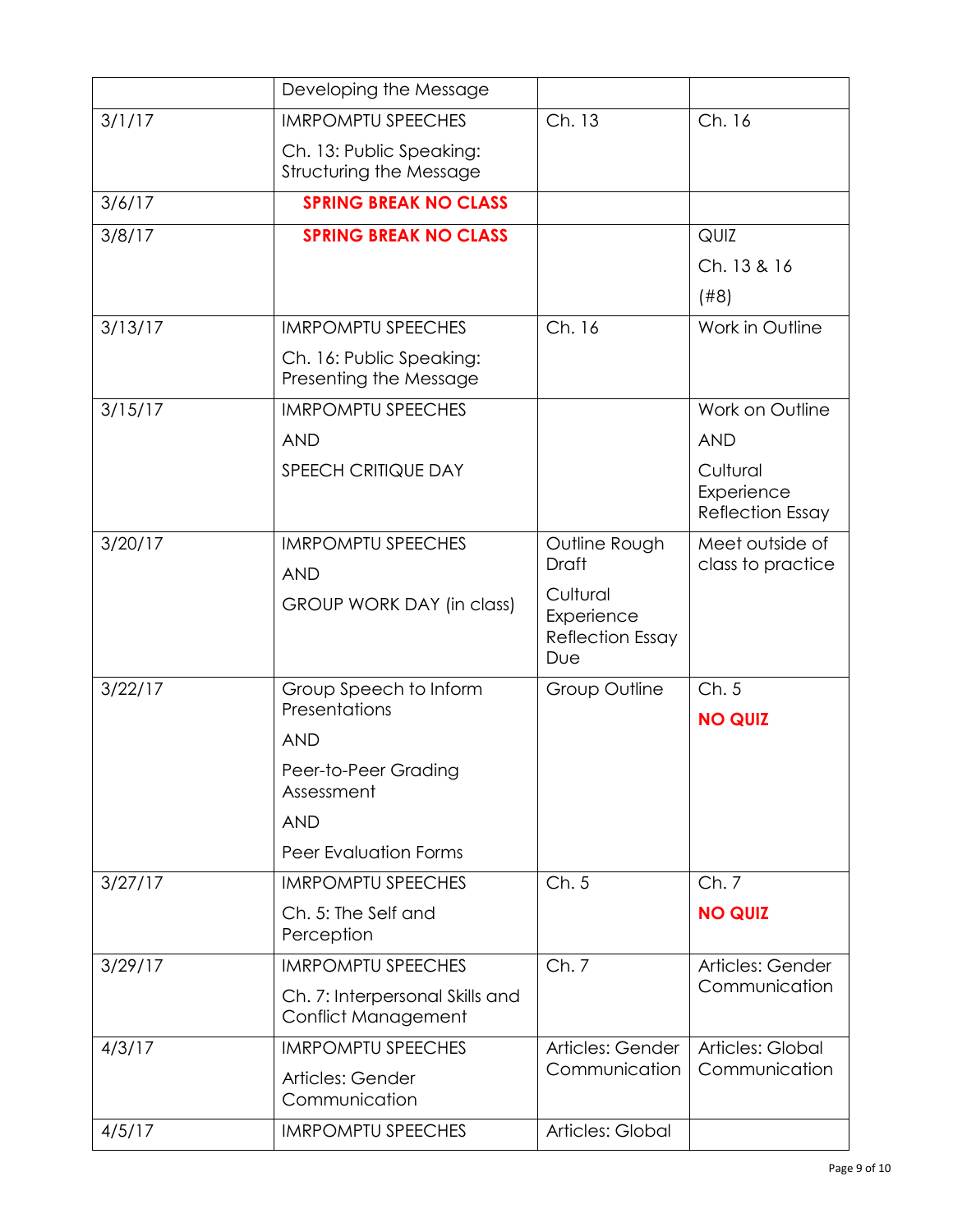| | Developing the Message | | |
|---|---|---|---|
| 3/1/17 | IMRPOMPTU SPEECHES<br>Ch. 13: Public Speaking: Structuring the Message | Ch. 13 | Ch. 16 |
| 3/6/17 | **SPRING BREAK NO CLASS** | | |
| 3/8/17 | **SPRING BREAK NO CLASS** | | QUIZ<br>Ch. 13 & 16<br>(#8) |
| 3/13/17 | IMRPOMPTU SPEECHES<br>Ch. 16: Public Speaking: Presenting the Message | Ch. 16 | Work in Outline |
| 3/15/17 | IMRPOMPTU SPEECHES<br>AND<br>SPEECH CRITIQUE DAY | | Work on Outline<br>AND<br>Cultural Experience Reflection Essay |
| 3/20/17 | IMRPOMPTU SPEECHES<br>AND<br>GROUP WORK DAY (in class) | Outline Rough Draft<br>Cultural Experience Reflection Essay Due | Meet outside of class to practice |
| 3/22/17 | Group Speech to Inform Presentations<br>AND<br>Peer-to-Peer Grading Assessment<br>AND<br>Peer Evaluation Forms | Group Outline | Ch. 5<br>**NO QUIZ** |
| 3/27/17 | IMRPOMPTU SPEECHES<br>Ch. 5: The Self and Perception | Ch. 5 | Ch. 7<br>**NO QUIZ** |
| 3/29/17 | IMRPOMPTU SPEECHES<br>Ch. 7: Interpersonal Skills and Conflict Management | Ch. 7 | Articles: Gender Communication |
| 4/3/17 | IMRPOMPTU SPEECHES<br>Articles: Gender Communication | Articles: Gender Communication | Articles: Global Communication |
| 4/5/17 | IMRPOMPTU SPEECHES | Articles: Global | |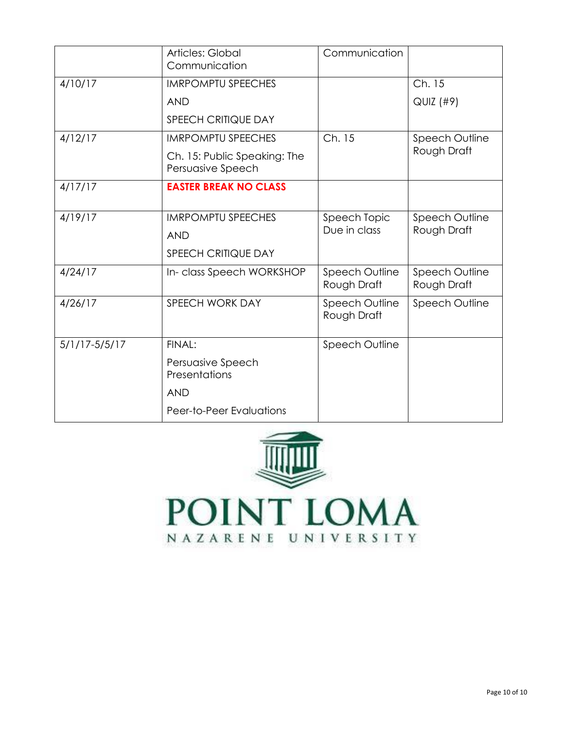| | | | |
|---|---|---|---|
| | Articles: Global Communication | Communication | |
| 4/10/17 | IMRPOMPTU SPEECHES<br>AND<br>SPEECH CRITIQUE DAY | | Ch. 15<br>QUIZ (#9) |
| 4/12/17 | IMRPOMPTU SPEECHES<br>Ch. 15: Public Speaking: The Persuasive Speech | Ch. 15 | Speech Outline Rough Draft |
| 4/17/17 | **EASTER BREAK NO CLASS** | | |
| 4/19/17 | IMRPOMPTU SPEECHES<br>AND<br>SPEECH CRITIQUE DAY | Speech Topic Due in class | Speech Outline Rough Draft |
| 4/24/17 | In- class Speech WORKSHOP | Speech Outline Rough Draft | Speech Outline Rough Draft |
| 4/26/17 | SPEECH WORK DAY | Speech Outline Rough Draft | Speech Outline |
| 5/1/17-5/5/17 | FINAL:<br>Persuasive Speech Presentations<br>AND<br>Peer-to-Peer Evaluations | Speech Outline | |

POINT LOMA
NAZARENE UNIVERSITY